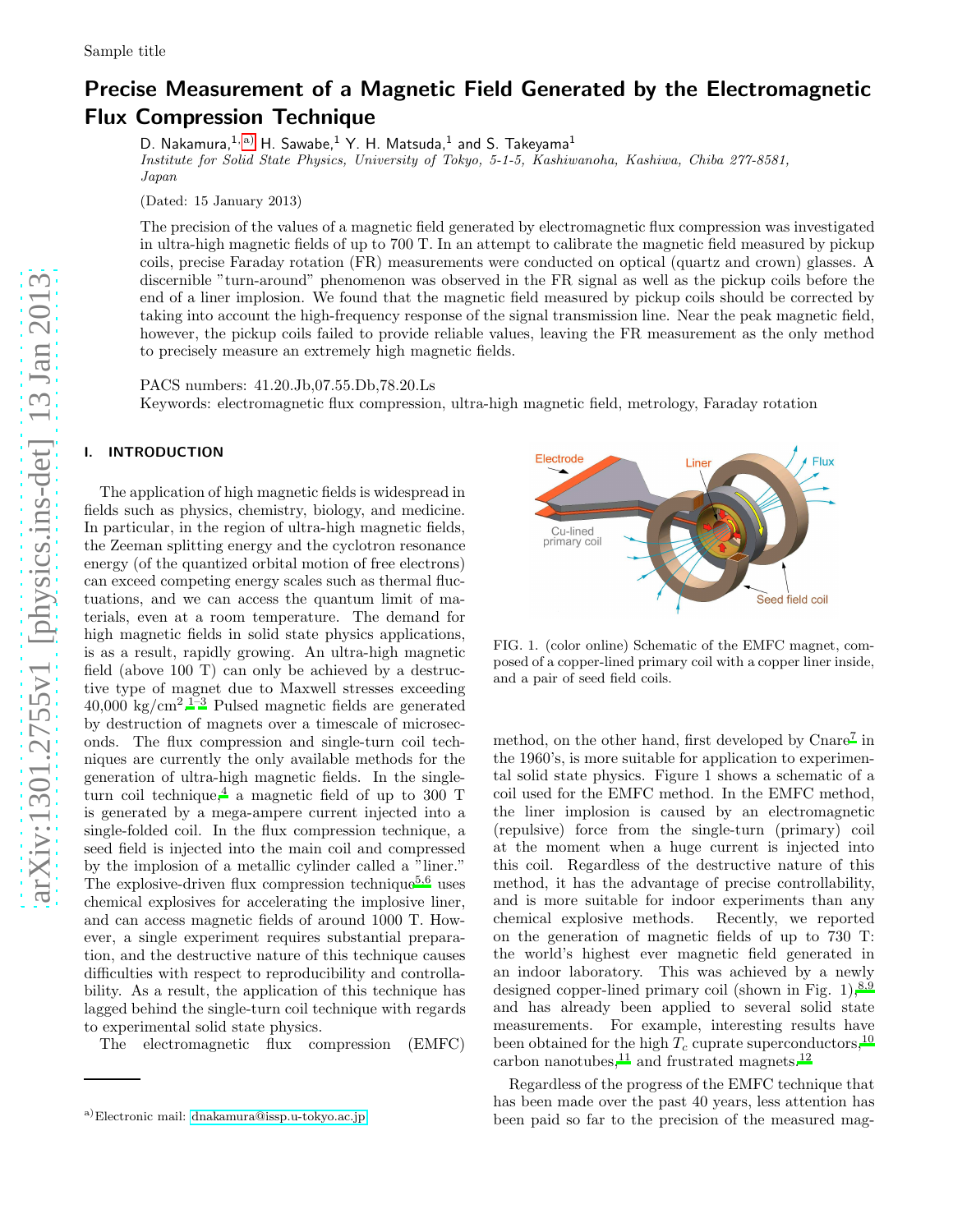# Precise Measurement of a Magnetic Field Generated by the Electromagnetic Flux Compression Technique

D. Nakamura,[1,a)] H. Sawabe,[1] Y. H. Matsuda,[1] and S. Takeyama[1]

*Institute for Solid State Physics, University of Tokyo, 5-1-5, Kashiwanoha, Kashiwa, Chiba 277-8581, Japan*

(Dated: 15 January 2013)

The precision of the values of a magnetic field generated by electromagnetic flux compression was investigated in ultra-high magnetic fields of up to 700 T. In an attempt to calibrate the magnetic field measured by pickup coils, precise Faraday rotation (FR) measurements were conducted on optical (quartz and crown) glasses. A discernible "turn-around" phenomenon was observed in the FR signal as well as the pickup coils before the end of a liner implosion. We found that the magnetic field measured by pickup coils should be corrected by taking into account the high-frequency response of the signal transmission line. Near the peak magnetic field, however, the pickup coils failed to provide reliable values, leaving the FR measurement as the only method to precisely measure an extremely high magnetic fields.

PACS numbers: 41.20.Jb,07.55.Db,78.20.Ls

Keywords: electromagnetic flux compression, ultra-high magnetic field, metrology, Faraday rotation

## I. INTRODUCTION

The application of high magnetic fields is widespread in fields such as physics, chemistry, biology, and medicine. In particular, in the region of ultra-high magnetic fields, the Zeeman splitting energy and the cyclotron resonance energy (of the quantized orbital motion of free electrons) can exceed competing energy scales such as thermal fluctuations, and we can access the quantum limit of materials, even at a room temperature. The demand for high magnetic fields in solid state physics applications, is as a result, rapidly growing. An ultra-high magnetic field (above 100 T) can only be achieved by a destructive type of magnet due to Maxwell stresses exceeding 40,000 kg/cm$^2$.[1–3] Pulsed magnetic fields are generated by destruction of magnets over a timescale of microseconds. The flux compression and single-turn coil techniques are currently the only available methods for the generation of ultra-high magnetic fields. In the single-turn coil technique,[4] a magnetic field of up to 300 T is generated by a mega-ampere current injected into a single-folded coil. In the flux compression technique, a seed field is injected into the main coil and compressed by the implosion of a metallic cylinder called a "liner." The explosive-driven flux compression technique[5,6] uses chemical explosives for accelerating the implosive liner, and can access magnetic fields of around 1000 T. However, a single experiment requires substantial preparation, and the destructive nature of this technique causes difficulties with respect to reproducibility and controllability. As a result, the application of this technique has lagged behind the single-turn coil technique with regards to experimental solid state physics.

The electromagnetic flux compression (EMFC) method, on the other hand, first developed by Cnare[7] in the 1960's, is more suitable for application to experimental solid state physics. Figure 1 shows a schematic of a coil used for the EMFC method. In the EMFC method, the liner implosion is caused by an electromagnetic (repulsive) force from the single-turn (primary) coil at the moment when a huge current is injected into this coil. Regardless of the destructive nature of this method, it has the advantage of precise controllability, and is more suitable for indoor experiments than any chemical explosive methods. Recently, we reported on the generation of magnetic fields of up to 730 T: the world's highest ever magnetic field generated in an indoor laboratory. This was achieved by a newly designed copper-lined primary coil (shown in Fig. 1),[8,9] and has already been applied to several solid state measurements. For example, interesting results have been obtained for the high $T_c$ cuprate superconductors,[10] carbon nanotubes,[11] and frustrated magnets.[12]

FIG. 1. (color online) Schematic of the EMFC magnet, composed of a copper-lined primary coil with a copper liner inside, and a pair of seed field coils.

Regardless of the progress of the EMFC technique that has been made over the past 40 years, less attention has been paid so far to the precision of the measured mag-

[a)] Electronic mail: dnakamura@issp.u-tokyo.ac.jp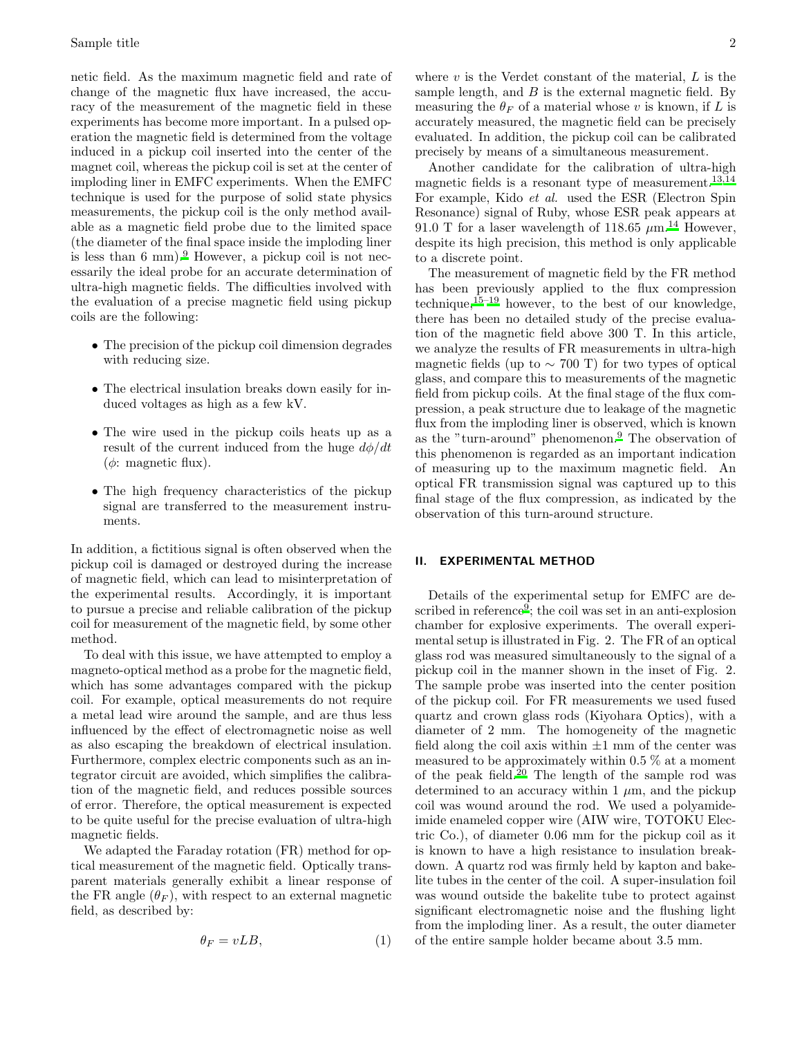netic field. As the maximum magnetic field and rate of change of the magnetic flux have increased, the accuracy of the measurement of the magnetic field in these experiments has become more important. In a pulsed operation the magnetic field is determined from the voltage induced in a pickup coil inserted into the center of the magnet coil, whereas the pickup coil is set at the center of imploding liner in EMFC experiments. When the EMFC technique is used for the purpose of solid state physics measurements, the pickup coil is the only method available as a magnetic field probe due to the limited space (the diameter of the final space inside the imploding liner is less than 6 mm).[9] However, a pickup coil is not necessarily the ideal probe for an accurate determination of ultra-high magnetic fields. The difficulties involved with the evaluation of a precise magnetic field using pickup coils are the following:

- The precision of the pickup coil dimension degrades with reducing size.
- The electrical insulation breaks down easily for induced voltages as high as a few kV.
- The wire used in the pickup coils heats up as a result of the current induced from the huge $d\phi/dt$ ($\phi$: magnetic flux).
- The high frequency characteristics of the pickup signal are transferred to the measurement instruments.

In addition, a fictitious signal is often observed when the pickup coil is damaged or destroyed during the increase of magnetic field, which can lead to misinterpretation of the experimental results. Accordingly, it is important to pursue a precise and reliable calibration of the pickup coil for measurement of the magnetic field, by some other method.

To deal with this issue, we have attempted to employ a magneto-optical method as a probe for the magnetic field, which has some advantages compared with the pickup coil. For example, optical measurements do not require a metal lead wire around the sample, and are thus less influenced by the effect of electromagnetic noise as well as also escaping the breakdown of electrical insulation. Furthermore, complex electric components such as an integrator circuit are avoided, which simplifies the calibration of the magnetic field, and reduces possible sources of error. Therefore, the optical measurement is expected to be quite useful for the precise evaluation of ultra-high magnetic fields.

We adapted the Faraday rotation (FR) method for optical measurement of the magnetic field. Optically transparent materials generally exhibit a linear response of the FR angle ($\theta_F$), with respect to an external magnetic field, as described by:

$$\theta_F = vLB, \tag{1}$$

where $v$ is the Verdet constant of the material, $L$ is the sample length, and $B$ is the external magnetic field. By measuring the $\theta_F$ of a material whose $v$ is known, if $L$ is accurately measured, the magnetic field can be precisely evaluated. In addition, the pickup coil can be calibrated precisely by means of a simultaneous measurement.

Another candidate for the calibration of ultra-high magnetic fields is a resonant type of measurement.[13,14] For example, Kido *et al.* used the ESR (Electron Spin Resonance) signal of Ruby, whose ESR peak appears at 91.0 T for a laser wavelength of 118.65 $\mu$m.[14] However, despite its high precision, this method is only applicable to a discrete point.

The measurement of magnetic field by the FR method has been previously applied to the flux compression technique,[15–19] however, to the best of our knowledge, there has been no detailed study of the precise evaluation of the magnetic field above 300 T. In this article, we analyze the results of FR measurements in ultra-high magnetic fields (up to $\sim$ 700 T) for two types of optical glass, and compare this to measurements of the magnetic field from pickup coils. At the final stage of the flux compression, a peak structure due to leakage of the magnetic flux from the imploding liner is observed, which is known as the "turn-around" phenomenon.[9] The observation of this phenomenon is regarded as an important indication of measuring up to the maximum magnetic field. An optical FR transmission signal was captured up to this final stage of the flux compression, as indicated by the observation of this turn-around structure.

## II. EXPERIMENTAL METHOD

Details of the experimental setup for EMFC are described in reference[9]; the coil was set in an anti-explosion chamber for explosive experiments. The overall experimental setup is illustrated in Fig. 2. The FR of an optical glass rod was measured simultaneously to the signal of a pickup coil in the manner shown in the inset of Fig. 2. The sample probe was inserted into the center position of the pickup coil. For FR measurements we used fused quartz and crown glass rods (Kiyohara Optics), with a diameter of 2 mm. The homogeneity of the magnetic field along the coil axis within $\pm$1 mm of the center was measured to be approximately within 0.5 % at a moment of the peak field.[20] The length of the sample rod was determined to an accuracy within 1 $\mu$m, and the pickup coil was wound around the rod. We used a polyamide-imide enameled copper wire (AIW wire, TOTOKU Electric Co.), of diameter 0.06 mm for the pickup coil as it is known to have a high resistance to insulation breakdown. A quartz rod was firmly held by kapton and bakelite tubes in the center of the coil. A super-insulation foil was wound outside the bakelite tube to protect against significant electromagnetic noise and the flushing light from the imploding liner. As a result, the outer diameter of the entire sample holder became about 3.5 mm.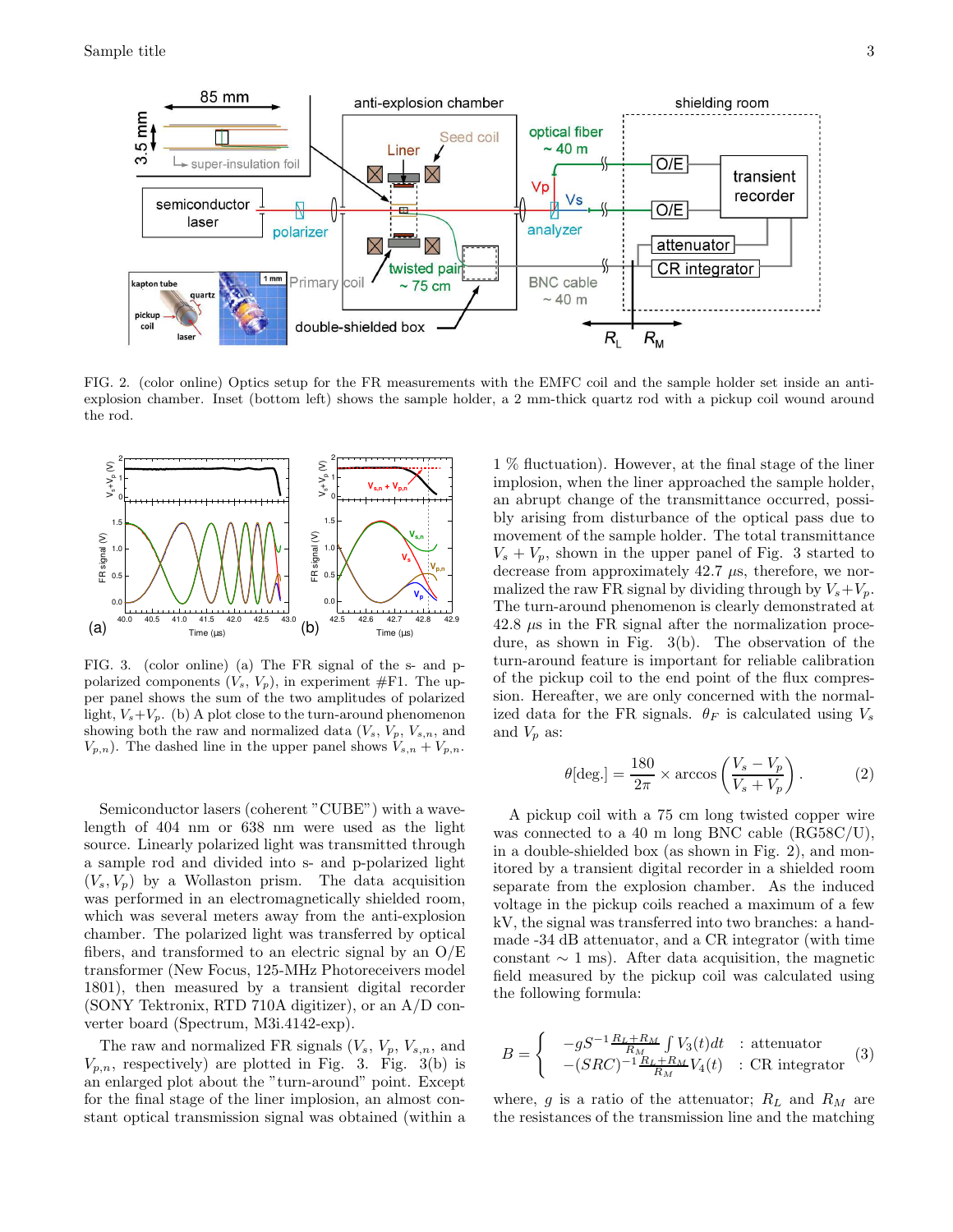FIG. 2. (color online) Optics setup for the FR measurements with the EMFC coil and the sample holder set inside an anti-explosion chamber. Inset (bottom left) shows the sample holder, a 2 mm-thick quartz rod with a pickup coil wound around the rod.

FIG. 3. (color online) (a) The FR signal of the s- and p-polarized components ($V_s$, $V_p$), in experiment #F1. The upper panel shows the sum of the two amplitudes of polarized light, $V_s$+$V_p$. (b) A plot close to the turn-around phenomenon showing both the raw and normalized data ($V_s$, $V_p$, $V_{s,n}$, and $V_{p,n}$). The dashed line in the upper panel shows $V_{s,n} + V_{p,n}$.

Semiconductor lasers (coherent "CUBE") with a wavelength of 404 nm or 638 nm were used as the light source. Linearly polarized light was transmitted through a sample rod and divided into s- and p-polarized light ($V_s$, $V_p$) by a Wollaston prism. The data acquisition was performed in an electromagnetically shielded room, which was several meters away from the anti-explosion chamber. The polarized light was transferred by optical fibers, and transformed to an electric signal by an O/E transformer (New Focus, 125-MHz Photoreceivers model 1801), then measured by a transient digital recorder (SONY Tektronix, RTD 710A digitizer), or an A/D converter board (Spectrum, M3i.4142-exp).

The raw and normalized FR signals ($V_s$, $V_p$, $V_{s,n}$, and $V_{p,n}$, respectively) are plotted in Fig. 3. Fig. 3(b) is an enlarged plot about the "turn-around" point. Except for the final stage of the liner implosion, an almost constant optical transmission signal was obtained (within a 1 % fluctuation). However, at the final stage of the liner implosion, when the liner approached the sample holder, an abrupt change of the transmittance occurred, possibly arising from disturbance of the optical pass due to movement of the sample holder. The total transmittance $V_s + V_p$, shown in the upper panel of Fig. 3 started to decrease from approximately 42.7 $\mu$s, therefore, we normalized the raw FR signal by dividing through by $V_s$+$V_p$. The turn-around phenomenon is clearly demonstrated at 42.8 $\mu$s in the FR signal after the normalization procedure, as shown in Fig. 3(b). The observation of the turn-around feature is important for reliable calibration of the pickup coil to the end point of the flux compression. Hereafter, we are only concerned with the normalized data for the FR signals. $\theta_F$ is calculated using $V_s$ and $V_p$ as:

$$\theta[\text{deg.}] = \frac{180}{2\pi} \times \arccos\left(\frac{V_s - V_p}{V_s + V_p}\right). \tag{2}$$

A pickup coil with a 75 cm long twisted copper wire was connected to a 40 m long BNC cable (RG58C/U), in a double-shielded box (as shown in Fig. 2), and monitored by a transient digital recorder in a shielded room separate from the explosion chamber. As the induced voltage in the pickup coils reached a maximum of a few kV, the signal was transferred into two branches: a handmade -34 dB attenuator, and a CR integrator (with time constant $\sim$ 1 ms). After data acquisition, the magnetic field measured by the pickup coil was calculated using the following formula:

$$B = \begin{cases} -gS^{-1}\frac{R_L+R_M}{R_M}\int V_3(t)dt & : \text{attenuator} \\ -(SRC)^{-1}\frac{R_L+R_M}{R_M}V_4(t) & : \text{CR integrator} \end{cases} \tag{3}$$

where, $g$ is a ratio of the attenuator; $R_L$ and $R_M$ are the resistances of the transmission line and the matching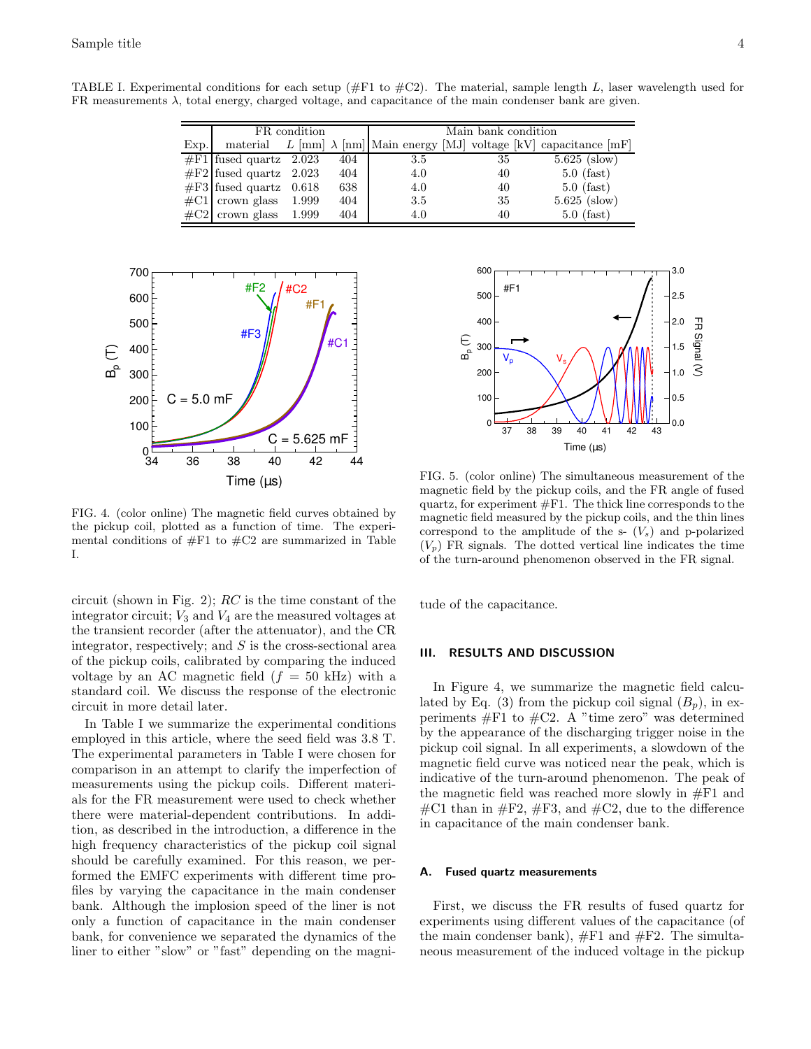TABLE I. Experimental conditions for each setup (#F1 to #C2). The material, sample length $L$, laser wavelength used for FR measurements $\lambda$, total energy, charged voltage, and capacitance of the main condenser bank are given.

| | FR condition | | | Main bank condition | | |
|---|---|---|---|---|---|---|
| Exp. | material | $L$ [mm] | $\lambda$ [nm] | Main energy [MJ] | voltage [kV] | capacitance [mF] |
| #F1 | fused quartz | 2.023 | 404 | 3.5 | 35 | 5.625 (slow) |
| #F2 | fused quartz | 2.023 | 404 | 4.0 | 40 | 5.0 (fast) |
| #F3 | fused quartz | 0.618 | 638 | 4.0 | 40 | 5.0 (fast) |
| #C1 | crown glass | 1.999 | 404 | 3.5 | 35 | 5.625 (slow) |
| #C2 | crown glass | 1.999 | 404 | 4.0 | 40 | 5.0 (fast) |

FIG. 4. (color online) The magnetic field curves obtained by the pickup coil, plotted as a function of time. The experimental conditions of #F1 to #C2 are summarized in Table I.

FIG. 5. (color online) The simultaneous measurement of the magnetic field by the pickup coils, and the FR angle of fused quartz, for experiment #F1. The thick line corresponds to the magnetic field measured by the pickup coils, and the thin lines correspond to the amplitude of the s- ($V_s$) and p-polarized ($V_p$) FR signals. The dotted vertical line indicates the time of the turn-around phenomenon observed in the FR signal.

circuit (shown in Fig. 2); $RC$ is the time constant of the integrator circuit; $V_3$ and $V_4$ are the measured voltages at the transient recorder (after the attenuator), and the CR integrator, respectively; and $S$ is the cross-sectional area of the pickup coils, calibrated by comparing the induced voltage by an AC magnetic field ($f$ = 50 kHz) with a standard coil. We discuss the response of the electronic circuit in more detail later.

In Table I we summarize the experimental conditions employed in this article, where the seed field was 3.8 T. The experimental parameters in Table I were chosen for comparison in an attempt to clarify the imperfection of measurements using the pickup coils. Different materials for the FR measurement were used to check whether there were material-dependent contributions. In addition, as described in the introduction, a difference in the high frequency characteristics of the pickup coil signal should be carefully examined. For this reason, we performed the EMFC experiments with different time profiles by varying the capacitance in the main condenser bank. Although the implosion speed of the liner is not only a function of capacitance in the main condenser bank, for convenience we separated the dynamics of the liner to either "slow" or "fast" depending on the magnitude of the capacitance.

## III. RESULTS AND DISCUSSION

In Figure 4, we summarize the magnetic field calculated by Eq. (3) from the pickup coil signal ($B_p$), in experiments #F1 to #C2. A "time zero" was determined by the appearance of the discharging trigger noise in the pickup coil signal. In all experiments, a slowdown of the magnetic field curve was noticed near the peak, which is indicative of the turn-around phenomenon. The peak of the magnetic field was reached more slowly in #F1 and #C1 than in #F2, #F3, and #C2, due to the difference in capacitance of the main condenser bank.

### A. Fused quartz measurements

First, we discuss the FR results of fused quartz for experiments using different values of the capacitance (of the main condenser bank), #F1 and #F2. The simultaneous measurement of the induced voltage in the pickup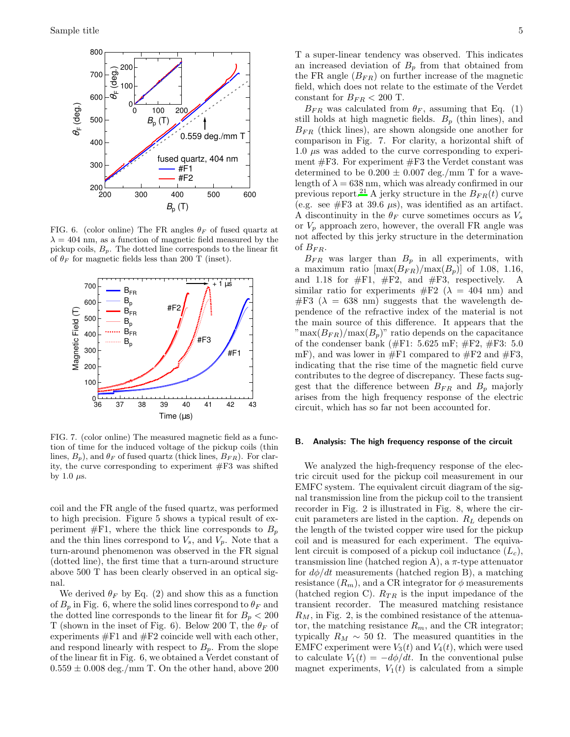FIG. 6. (color online) The FR angles $\theta_F$ of fused quartz at $\lambda = 404$ nm, as a function of magnetic field measured by the pickup coils, $B_p$. The dotted line corresponds to the linear fit of $\theta_F$ for magnetic fields less than 200 T (inset).

FIG. 7. (color online) The measured magnetic field as a function of time for the induced voltage of the pickup coils (thin lines, $B_p$), and $\theta_F$ of fused quartz (thick lines, $B_{FR}$). For clarity, the curve corresponding to experiment #F3 was shifted by 1.0 $\mu$s.

coil and the FR angle of the fused quartz, was performed to high precision. Figure 5 shows a typical result of experiment #F1, where the thick line corresponds to $B_p$ and the thin lines correspond to $V_s$, and $V_p$. Note that a turn-around phenomenon was observed in the FR signal (dotted line), the first time that a turn-around structure above 500 T has been clearly observed in an optical signal.

We derived $\theta_F$ by Eq. (2) and show this as a function of $B_p$ in Fig. 6, where the solid lines correspond to $\theta_F$ and the dotted line corresponds to the linear fit for $B_p < 200$ T (shown in the inset of Fig. 6). Below 200 T, the $\theta_F$ of experiments #F1 and #F2 coincide well with each other, and respond linearly with respect to $B_p$. From the slope of the linear fit in Fig. 6, we obtained a Verdet constant of $0.559 \pm 0.008$ deg./mm T. On the other hand, above 200 T a super-linear tendency was observed. This indicates an increased deviation of $B_p$ from that obtained from the FR angle ($B_{FR}$) on further increase of the magnetic field, which does not relate to the estimate of the Verdet constant for $B_{FR} < 200$ T.

$B_{FR}$ was calculated from $\theta_F$, assuming that Eq. (1) still holds at high magnetic fields. $B_p$ (thin lines), and $B_{FR}$ (thick lines), are shown alongside one another for comparison in Fig. 7. For clarity, a horizontal shift of 1.0 $\mu$s was added to the curve corresponding to experiment #F3. For experiment #F3 the Verdet constant was determined to be $0.200 \pm 0.007$ deg./mm T for a wavelength of $\lambda = 638$ nm, which was already confirmed in our previous report.[21] A jerky structure in the $B_{FR}(t)$ curve (e.g. see #F3 at 39.6 $\mu$s), was identified as an artifact. A discontinuity in the $\theta_F$ curve sometimes occurs as $V_s$ or $V_p$ approach zero, however, the overall FR angle was not affected by this jerky structure in the determination of $B_{FR}$.

$B_{FR}$ was larger than $B_p$ in all experiments, with a maximum ratio [$\max(B_{FR})/\max(B_p)$] of 1.08, 1.16, and 1.18 for #F1, #F2, and #F3, respectively. A similar ratio for experiments #F2 ($\lambda = 404$ nm) and #F3 ($\lambda = 638$ nm) suggests that the wavelength dependence of the refractive index of the material is not the main source of this difference. It appears that the "$\max(B_{FR})/\max(B_p)$" ratio depends on the capacitance of the condenser bank (#F1: 5.625 mF; #F2, #F3: 5.0 mF), and was lower in #F1 compared to #F2 and #F3, indicating that the rise time of the magnetic field curve contributes to the degree of discrepancy. These facts suggest that the difference between $B_{FR}$ and $B_p$ majorly arises from the high frequency response of the electric circuit, which has so far not been accounted for.

### B. Analysis: The high frequency response of the circuit

We analyzed the high-frequency response of the electric circuit used for the pickup coil measurement in our EMFC system. The equivalent circuit diagram of the signal transmission line from the pickup coil to the transient recorder in Fig. 2 is illustrated in Fig. 8, where the circuit parameters are listed in the caption. $R_L$ depends on the length of the twisted copper wire used for the pickup coil and is measured for each experiment. The equivalent circuit is composed of a pickup coil inductance ($L_c$), transmission line (hatched region A), a $\pi$-type attenuator for $d\phi/dt$ measurements (hatched region B), a matching resistance ($R_m$), and a CR integrator for $\phi$ measurements (hatched region C). $R_{TR}$ is the input impedance of the transient recorder. The measured matching resistance $R_M$, in Fig. 2, is the combined resistance of the attenuator, the matching resistance $R_m$, and the CR integrator; typically $R_M \sim 50\ \Omega$. The measured quantities in the EMFC experiment were $V_3(t)$ and $V_4(t)$, which were used to calculate $V_1(t) = -d\phi/dt$. In the conventional pulse magnet experiments, $V_1(t)$ is calculated from a simple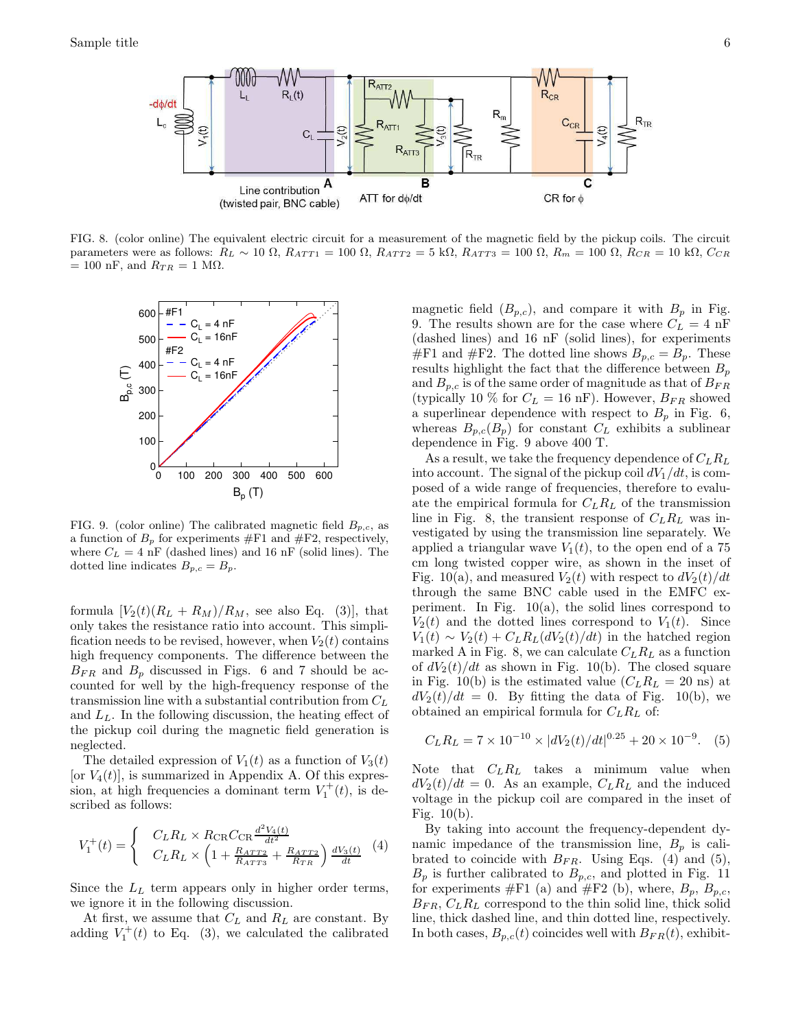FIG. 8. (color online) The equivalent electric circuit for a measurement of the magnetic field by the pickup coils. The circuit parameters were as follows: $R_L \sim 10\ \Omega$, $R_{ATT1} = 100\ \Omega$, $R_{ATT2} = 5$ k$\Omega$, $R_{ATT3} = 100\ \Omega$, $R_m = 100\ \Omega$, $R_{CR} = 10$ k$\Omega$, $C_{CR} = 100$ nF, and $R_{TR} = 1$ M$\Omega$.

FIG. 9. (color online) The calibrated magnetic field $B_{p,c}$, as a function of $B_p$ for experiments #F1 and #F2, respectively, where $C_L = 4$ nF (dashed lines) and 16 nF (solid lines). The dotted line indicates $B_{p,c} = B_p$.

formula $[V_2(t)(R_L + R_M)/R_M$, see also Eq. (3)], that only takes the resistance ratio into account. This simplification needs to be revised, however, when $V_2(t)$ contains high frequency components. The difference between the $B_{FR}$ and $B_p$ discussed in Figs. 6 and 7 should be accounted for well by the high-frequency response of the transmission line with a substantial contribution from $C_L$ and $L_L$. In the following discussion, the heating effect of the pickup coil during the magnetic field generation is neglected.

The detailed expression of $V_1(t)$ as a function of $V_3(t)$ [or $V_4(t)$], is summarized in Appendix A. Of this expression, at high frequencies a dominant term $V_1^+(t)$, is described as follows:

$$V_1^+(t) = \begin{cases} C_L R_L \times R_{\rm CR} C_{\rm CR} \frac{d^2 V_4(t)}{dt^2} \\ C_L R_L \times \left(1 + \frac{R_{ATT2}}{R_{ATT3}} + \frac{R_{ATT2}}{R_{TR}}\right) \frac{dV_3(t)}{dt} \end{cases} \quad (4)$$

Since the $L_L$ term appears only in higher order terms, we ignore it in the following discussion.

At first, we assume that $C_L$ and $R_L$ are constant. By adding $V_1^+(t)$ to Eq. (3), we calculated the calibrated magnetic field ($B_{p,c}$), and compare it with $B_p$ in Fig. 9. The results shown are for the case where $C_L = 4$ nF (dashed lines) and 16 nF (solid lines), for experiments #F1 and #F2. The dotted line shows $B_{p,c} = B_p$. These results highlight the fact that the difference between $B_p$ and $B_{p,c}$ is of the same order of magnitude as that of $B_{FR}$ (typically 10 % for $C_L = 16$ nF). However, $B_{FR}$ showed a superlinear dependence with respect to $B_p$ in Fig. 6, whereas $B_{p,c}(B_p)$ for constant $C_L$ exhibits a sublinear dependence in Fig. 9 above 400 T.

As a result, we take the frequency dependence of $C_L R_L$ into account. The signal of the pickup coil $dV_1/dt$, is composed of a wide range of frequencies, therefore to evaluate the empirical formula for $C_L R_L$ of the transmission line in Fig. 8, the transient response of $C_L R_L$ was investigated by using the transmission line separately. We applied a triangular wave $V_1(t)$, to the open end of a 75 cm long twisted copper wire, as shown in the inset of Fig. 10(a), and measured $V_2(t)$ with respect to $dV_2(t)/dt$ through the same BNC cable used in the EMFC experiment. In Fig. 10(a), the solid lines correspond to $V_2(t)$ and the dotted lines correspond to $V_1(t)$. Since $V_1(t) \sim V_2(t) + C_L R_L(dV_2(t)/dt)$ in the hatched region marked A in Fig. 8, we can calculate $C_L R_L$ as a function of $dV_2(t)/dt$ as shown in Fig. 10(b). The closed square in Fig. 10(b) is the estimated value ($C_L R_L = 20$ ns) at $dV_2(t)/dt = 0$. By fitting the data of Fig. 10(b), we obtained an empirical formula for $C_L R_L$ of:

$$C_L R_L = 7 \times 10^{-10} \times |dV_2(t)/dt|^{0.25} + 20 \times 10^{-9}. \quad (5)$$

Note that $C_L R_L$ takes a minimum value when $dV_2(t)/dt = 0$. As an example, $C_L R_L$ and the induced voltage in the pickup coil are compared in the inset of Fig. 10(b).

By taking into account the frequency-dependent dynamic impedance of the transmission line, $B_p$ is calibrated to coincide with $B_{FR}$. Using Eqs. (4) and (5), $B_p$ is further calibrated to $B_{p,c}$, and plotted in Fig. 11 for experiments #F1 (a) and #F2 (b), where, $B_p$, $B_{p,c}$, $B_{FR}$, $C_L R_L$ correspond to the thin solid line, thick solid line, thick dashed line, and thin dotted line, respectively. In both cases, $B_{p,c}(t)$ coincides well with $B_{FR}(t)$, exhibit-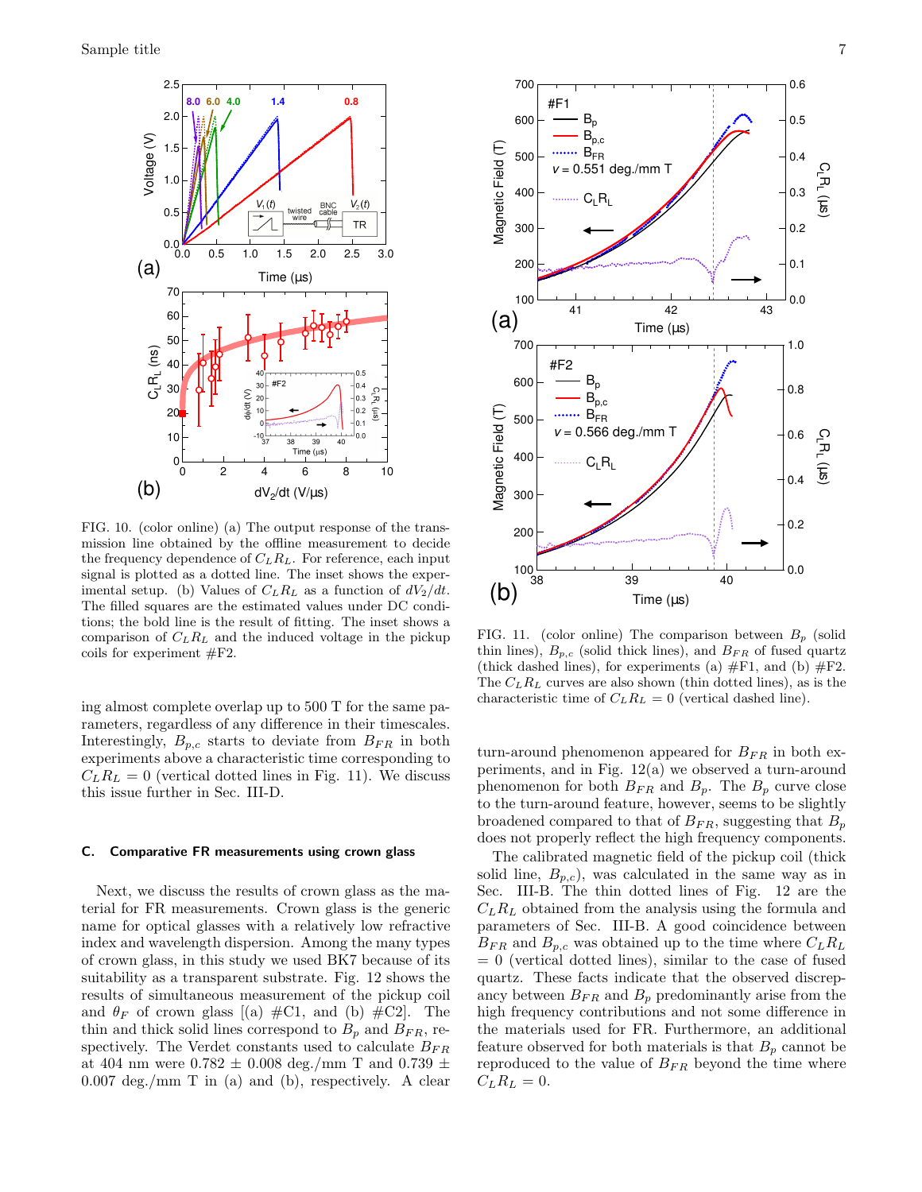FIG. 10. (color online) (a) The output response of the transmission line obtained by the offline measurement to decide the frequency dependence of $C_L R_L$. For reference, each input signal is plotted as a dotted line. The inset shows the experimental setup. (b) Values of $C_L R_L$ as a function of $dV_2/dt$. The filled squares are the estimated values under DC conditions; the bold line is the result of fitting. The inset shows a comparison of $C_L R_L$ and the induced voltage in the pickup coils for experiment #F2.

FIG. 11. (color online) The comparison between $B_p$ (solid thin lines), $B_{p,c}$ (solid thick lines), and $B_{FR}$ (thick dashed lines), for experiments (a) #F1, and (b) #F2. The $C_L R_L$ curves are also shown (thin dotted lines), as is the characteristic time of $C_L R_L = 0$ (vertical dashed line).

ing almost complete overlap up to 500 T for the same parameters, regardless of any difference in their timescales. Interestingly, $B_{p,c}$ starts to deviate from $B_{FR}$ in both experiments above a characteristic time corresponding to $C_L R_L = 0$ (vertical dotted lines in Fig. 11). We discuss this issue further in Sec. III-D.

### C. Comparative FR measurements using crown glass

Next, we discuss the results of crown glass as the material for FR measurements. Crown glass is the generic name for optical glasses with a relatively low refractive index and wavelength dispersion. Among the many types of crown glass, in this study we used BK7 because of its suitability as a transparent substrate. Fig. 12 shows the results of simultaneous measurement of the pickup coil and $\theta_F$ of crown glass [(a) #C1, and (b) #C2]. The thin and thick solid lines correspond to $B_p$ and $B_{FR}$, respectively. The Verdet constants used to calculate $B_{FR}$ at 404 nm were 0.782 ± 0.008 deg./mm T and 0.739 ± 0.007 deg./mm T in (a) and (b), respectively. A clear turn-around phenomenon appeared for $B_{FR}$ in both experiments, and in Fig. 12(a) we observed a turn-around phenomenon for both $B_{FR}$ and $B_p$. The $B_p$ curve close to the turn-around feature, however, seems to be slightly broadened compared to that of $B_{FR}$, suggesting that $B_p$ does not properly reflect the high frequency components.

The calibrated magnetic field of the pickup coil (thick solid line, $B_{p,c}$), was calculated in the same way as in Sec. III-B. The thin dotted lines of Fig. 12 are the $C_L R_L$ obtained from the analysis using the formula and parameters of Sec. III-B. A good coincidence between $B_{FR}$ and $B_{p,c}$ was obtained up to the time where $C_L R_L = 0$ (vertical dotted lines), similar to the case of fused quartz. These facts indicate that the observed discrepancy between $B_{FR}$ and $B_p$ predominantly arise from the high frequency contributions and not some difference in the materials used for FR. Furthermore, an additional feature observed for both materials is that $B_p$ cannot be reproduced to the value of $B_{FR}$ beyond the time where $C_L R_L = 0$.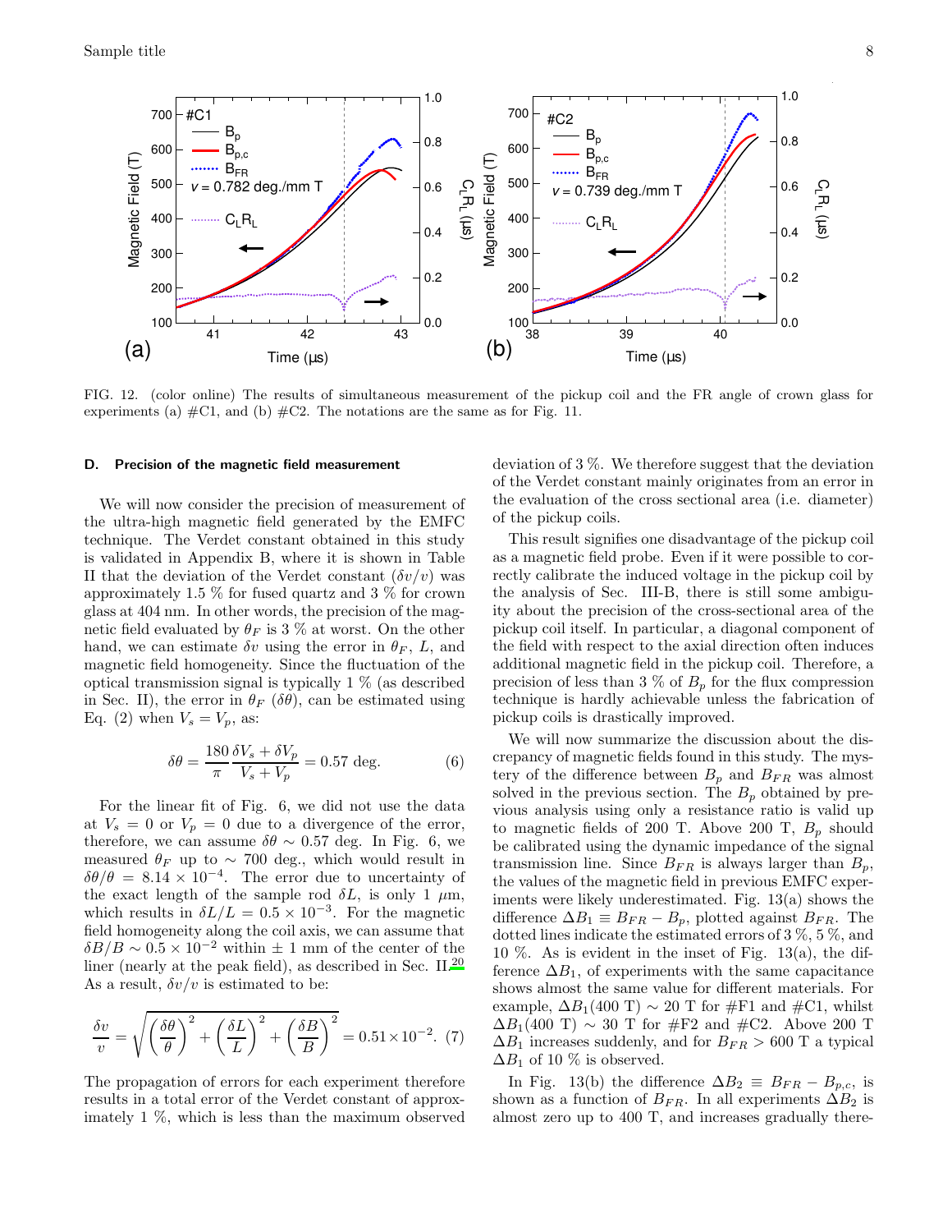FIG. 12. (color online) The results of simultaneous measurement of the pickup coil and the FR angle of crown glass for experiments (a) #C1, and (b) #C2. The notations are the same as for Fig. 11.

### D. Precision of the magnetic field measurement

We will now consider the precision of measurement of the ultra-high magnetic field generated by the EMFC technique. The Verdet constant obtained in this study is validated in Appendix B, where it is shown in Table II that the deviation of the Verdet constant ($\delta v/v$) was approximately 1.5 % for fused quartz and 3 % for crown glass at 404 nm. In other words, the precision of the magnetic field evaluated by $\theta_F$ is 3 % at worst. On the other hand, we can estimate $\delta v$ using the error in $\theta_F$, $L$, and magnetic field homogeneity. Since the fluctuation of the optical transmission signal is typically 1 % (as described in Sec. II), the error in $\theta_F$ ($\delta\theta$), can be estimated using Eq. (2) when $V_s = V_p$, as:

$$\delta\theta = \frac{180}{\pi}\frac{\delta V_s + \delta V_p}{V_s + V_p} = 0.57 \text{ deg.} \tag{6}$$

For the linear fit of Fig. 6, we did not use the data at $V_s = 0$ or $V_p = 0$ due to a divergence of the error, therefore, we can assume $\delta\theta \sim 0.57$ deg. In Fig. 6, we measured $\theta_F$ up to $\sim$ 700 deg., which would result in $\delta\theta/\theta = 8.14 \times 10^{-4}$. The error due to uncertainty of the exact length of the sample rod $\delta L$, is only 1 $\mu$m, which results in $\delta L/L = 0.5 \times 10^{-3}$. For the magnetic field homogeneity along the coil axis, we can assume that $\delta B/B \sim 0.5 \times 10^{-2}$ within $\pm$ 1 mm of the center of the liner (nearly at the peak field), as described in Sec. II.[20] As a result, $\delta v/v$ is estimated to be:

$$\frac{\delta v}{v} = \sqrt{\left(\frac{\delta\theta}{\theta}\right)^2 + \left(\frac{\delta L}{L}\right)^2 + \left(\frac{\delta B}{B}\right)^2} = 0.51 \times 10^{-2}. \tag{7}$$

The propagation of errors for each experiment therefore results in a total error of the Verdet constant of approximately 1 %, which is less than the maximum observed deviation of 3 %. We therefore suggest that the deviation of the Verdet constant mainly originates from an error in the evaluation of the cross sectional area (i.e. diameter) of the pickup coils.

This result signifies one disadvantage of the pickup coil as a magnetic field probe. Even if it were possible to correctly calibrate the induced voltage in the pickup coil by the analysis of Sec. III-B, there is still some ambiguity about the precision of the cross-sectional area of the pickup coil itself. In particular, a diagonal component of the field with respect to the axial direction often induces additional magnetic field in the pickup coil. Therefore, a precision of less than 3 % of $B_p$ for the flux compression technique is hardly achievable unless the fabrication of pickup coils is drastically improved.

We will now summarize the discussion about the discrepancy of magnetic fields found in this study. The mystery of the difference between $B_p$ and $B_{FR}$ was almost solved in the previous section. The $B_p$ obtained by previous analysis using only a resistance ratio is valid up to magnetic fields of 200 T. Above 200 T, $B_p$ should be calibrated using the dynamic impedance of the signal transmission line. Since $B_{FR}$ is always larger than $B_p$, the values of the magnetic field in previous EMFC experiments were likely underestimated. Fig. 13(a) shows the difference $\Delta B_1 \equiv B_{FR} - B_p$, plotted against $B_{FR}$. The dotted lines indicate the estimated errors of 3 %, 5 %, and 10 %. As is evident in the inset of Fig. 13(a), the difference $\Delta B_1$, of experiments with the same capacitance shows almost the same value for different materials. For example, $\Delta B_1$(400 T) $\sim$ 20 T for #F1 and #C1, whilst $\Delta B_1$(400 T) $\sim$ 30 T for #F2 and #C2. Above 200 T $\Delta B_1$ increases suddenly, and for $B_{FR} > 600$ T a typical $\Delta B_1$ of 10 % is observed.

In Fig. 13(b) the difference $\Delta B_2 \equiv B_{FR} - B_{p,c}$, is shown as a function of $B_{FR}$. In all experiments $\Delta B_2$ is almost zero up to 400 T, and increases gradually there-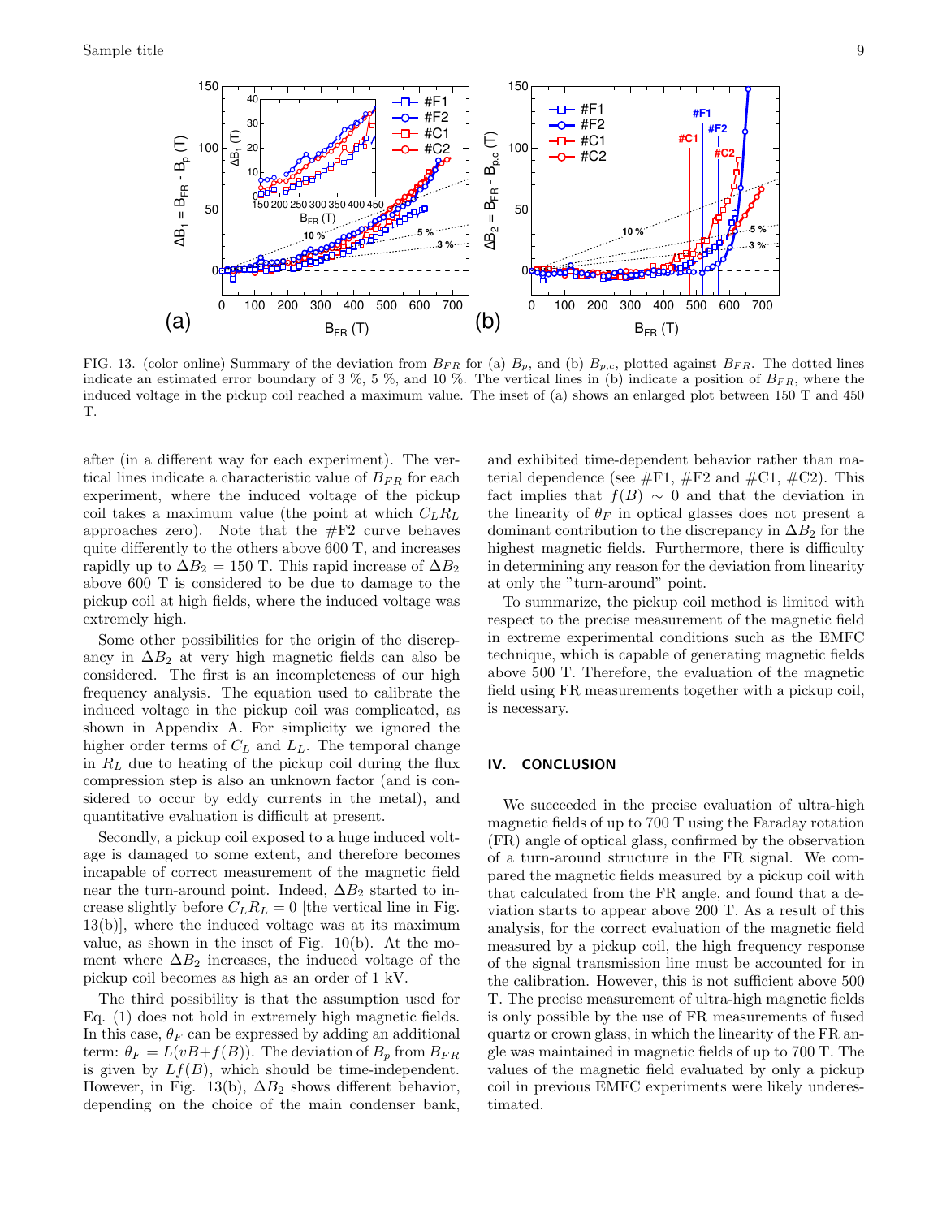FIG. 13. (color online) Summary of the deviation from $B_{FR}$ for (a) $B_p$, and (b) $B_{p,c}$, plotted against $B_{FR}$. The dotted lines indicate an estimated error boundary of 3 %, 5 %, and 10 %. The vertical lines in (b) indicate a position of $B_{FR}$, where the induced voltage in the pickup coil reached a maximum value. The inset of (a) shows an enlarged plot between 150 T and 450 T.

after (in a different way for each experiment). The vertical lines indicate a characteristic value of $B_{FR}$ for each experiment, where the induced voltage of the pickup coil takes a maximum value (the point at which $C_L R_L$ approaches zero). Note that the #F2 curve behaves quite differently to the others above 600 T, and increases rapidly up to $\Delta B_2 = 150$ T. This rapid increase of $\Delta B_2$ above 600 T is considered to be due to damage to the pickup coil at high fields, where the induced voltage was extremely high.

Some other possibilities for the origin of the discrepancy in $\Delta B_2$ at very high magnetic fields can also be considered. The first is an incompleteness of our high frequency analysis. The equation used to calibrate the induced voltage in the pickup coil was complicated, as shown in Appendix A. For simplicity we ignored the higher order terms of $C_L$ and $L_L$. The temporal change in $R_L$ due to heating of the pickup coil during the flux compression step is also an unknown factor (and is considered to occur by eddy currents in the metal), and quantitative evaluation is difficult at present.

Secondly, a pickup coil exposed to a huge induced voltage is damaged to some extent, and therefore becomes incapable of correct measurement of the magnetic field near the turn-around point. Indeed, $\Delta B_2$ started to increase slightly before $C_L R_L = 0$ [the vertical line in Fig. 13(b)], where the induced voltage was at its maximum value, as shown in the inset of Fig. 10(b). At the moment where $\Delta B_2$ increases, the induced voltage of the pickup coil becomes as high as an order of 1 kV.

The third possibility is that the assumption used for Eq. (1) does not hold in extremely high magnetic fields. In this case, $\theta_F$ can be expressed by adding an additional term: $\theta_F = L(vB + f(B))$. The deviation of $B_p$ from $B_{FR}$ is given by $Lf(B)$, which should be time-independent. However, in Fig. 13(b), $\Delta B_2$ shows different behavior, depending on the choice of the main condenser bank, and exhibited time-dependent behavior rather than material dependence (see #F1, #F2 and #C1, #C2). This fact implies that $f(B) \sim 0$ and that the deviation in the linearity of $\theta_F$ in optical glasses does not present a dominant contribution to the discrepancy in $\Delta B_2$ for the highest magnetic fields. Furthermore, there is difficulty in determining any reason for the deviation from linearity at only the "turn-around" point.

To summarize, the pickup coil method is limited with respect to the precise measurement of the magnetic field in extreme experimental conditions such as the EMFC technique, which is capable of generating magnetic fields above 500 T. Therefore, the evaluation of the magnetic field using FR measurements together with a pickup coil, is necessary.

## IV. CONCLUSION

We succeeded in the precise evaluation of ultra-high magnetic fields of up to 700 T using the Faraday rotation (FR) angle of optical glass, confirmed by the observation of a turn-around structure in the FR signal. We compared the magnetic fields measured by a pickup coil with that calculated from the FR angle, and found that a deviation starts to appear above 200 T. As a result of this analysis, for the correct evaluation of the magnetic field measured by a pickup coil, the high frequency response of the signal transmission line must be accounted for in the calibration. However, this is not sufficient above 500 T. The precise measurement of ultra-high magnetic fields is only possible by the use of FR measurements of fused quartz or crown glass, in which the linearity of the FR angle was maintained in magnetic fields of up to 700 T. The values of the magnetic field evaluated by only a pickup coil in previous EMFC experiments were likely underestimated.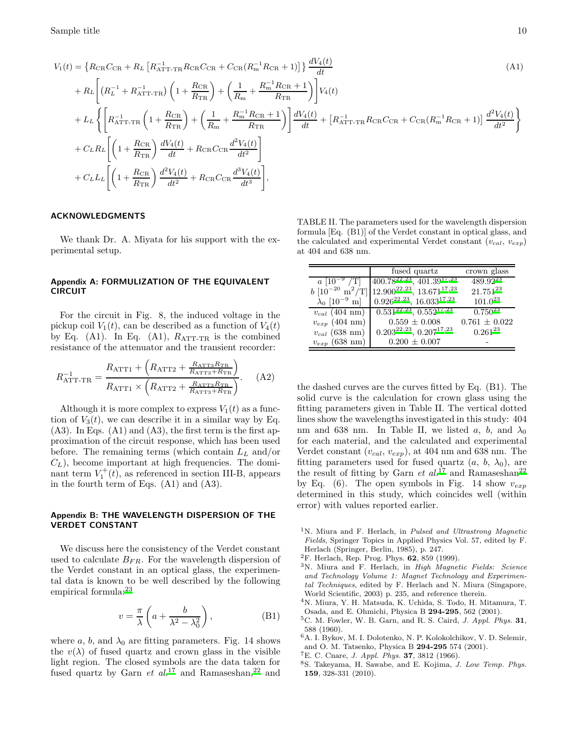$$
\begin{aligned}
V_1(t) &= \left\{R_{\rm CR}C_{\rm CR} + R_L\left[R^{-1}_{\rm ATT\text{-}TR}R_{\rm CR}C_{\rm CR} + C_{\rm CR}(R_{\rm m}^{-1}R_{\rm CR}+1)\right]\right\}\frac{dV_4(t)}{dt} \\
&+ R_L\left[\left(R_L^{-1}+R^{-1}_{\rm ATT\text{-}TR}\right)\left(1+\frac{R_{\rm CR}}{R_{\rm TR}}\right)+\left(\frac{1}{R_{\rm m}}+\frac{R_{\rm m}^{-1}R_{\rm CR}+1}{R_{\rm TR}}\right)\right]V_4(t) \\
&+ L_L\left\{\left[R^{-1}_{\rm ATT\text{-}TR}\left(1+\frac{R_{\rm CR}}{R_{\rm TR}}\right)+\left(\frac{1}{R_{\rm m}}+\frac{R_{\rm m}^{-1}R_{\rm CR}+1}{R_{\rm TR}}\right)\right]\frac{dV_4(t)}{dt}+\left[R^{-1}_{\rm ATT\text{-}TR}R_{\rm CR}C_{\rm CR}+C_{\rm CR}(R_{\rm m}^{-1}R_{\rm CR}+1)\right]\frac{d^2V_4(t)}{dt^2}\right\} \\
&+ C_LR_L\left[\left(1+\frac{R_{\rm CR}}{R_{\rm TR}}\right)\frac{dV_4(t)}{dt}+R_{\rm CR}C_{\rm CR}\frac{d^2V_4(t)}{dt^2}\right] \\
&+ C_LL_L\left[\left(1+\frac{R_{\rm CR}}{R_{\rm TR}}\right)\frac{d^2V_4(t)}{dt^2}+R_{\rm CR}C_{\rm CR}\frac{d^3V_4(t)}{dt^3}\right],
\end{aligned}
\tag{A1}
$$

## ACKNOWLEDGMENTS

We thank Dr. A. Miyata for his support with the experimental setup.

## Appendix A: FORMULIZATION OF THE EQUIVALENT CIRCUIT

For the circuit in Fig. 8, the induced voltage in the pickup coil $V_1(t)$, can be described as a function of $V_4(t)$ by Eq. (A1). In Eq. (A1), $R_{\rm ATT\text{-}TR}$ is the combined resistance of the attenuator and the transient recorder:

$$
R^{-1}_{\rm ATT\text{-}TR} = \frac{R_{\rm ATT1}+\left(R_{\rm ATT2}+\frac{R_{\rm ATT3}R_{\rm TR}}{R_{\rm ATT3}+R_{\rm TR}}\right)}{R_{\rm ATT1}\times\left(R_{\rm ATT2}+\frac{R_{\rm ATT3}R_{\rm TR}}{R_{\rm ATT3}+R_{\rm TR}}\right)}. \tag{A2}
$$

Although it is more complex to express $V_1(t)$ as a function of $V_3(t)$, we can describe it in a similar way by Eq. (A3). In Eqs. (A1) and (A3), the first term is the first approximation of the circuit response, which has been used before. The remaining terms (which contain $L_L$ and/or $C_L$), become important at high frequencies. The dominant term $V_1^+(t)$, as referenced in section III-B, appears in the fourth term of Eqs. (A1) and (A3).

## Appendix B: THE WAVELENGTH DISPERSION OF THE VERDET CONSTANT

We discuss here the consistency of the Verdet constant used to calculate $B_{FR}$. For the wavelength dispersion of the Verdet constant in an optical glass, the experimental data is known to be well described by the following empirical formula:[23]

$$
v = \frac{\pi}{\lambda}\left(a+\frac{b}{\lambda^2-\lambda_0^2}\right), \tag{B1}
$$

where $a$, $b$, and $\lambda_0$ are fitting parameters. Fig. 14 shows the $v(\lambda)$ of fused quartz and crown glass in the visible light region. The closed symbols are the data taken for fused quartz by Garn *et al.*[17] and Ramaseshan,[22] and the dashed curves are the curves fitted by Eq. (B1). The solid curve is the calculation for crown glass using the fitting parameters given in Table II. The vertical dotted lines show the wavelengths investigated in this study: 404 nm and 638 nm. In Table II, we listed $a$, $b$, and $\lambda_0$ for each material, and the calculated and experimental Verdet constant ($v_{cal}$, $v_{exp}$), at 404 nm and 638 nm. The fitting parameters used for fused quartz ($a$, $b$, $\lambda_0$), are the result of fitting by Garn *et al.*[17] and Ramaseshan[22] by Eq. (6). The open symbols in Fig. 14 show $v_{exp}$ determined in this study, which coincides well (within error) with values reported earlier.

TABLE II. The parameters used for the wavelength dispersion formula [Eq. (B1)] of the Verdet constant in optical glass, and the calculated and experimental Verdet constant ($v_{cal}$, $v_{exp}$) at 404 and 638 nm.

| | fused quartz | crown glass |
|---|---|---|
| $a$ [$10^{-9}$ /T] | 400.78[22,23], 401.39[17,23] | 489.92[23] |
| $b$ [$10^{-20}$ m$^2$/T] | 12.900[22,23], 13.671[17,23] | 21.751[23] |
| $\lambda_0$ [$10^{-9}$ m] | 0.926[22,23], 16.033[17,23] | 101.0[23] |
| $v_{cal}$ (404 nm) | 0.531[22,23], 0.552[17,23] | 0.750[23] |
| $v_{exp}$ (404 nm) | $0.559 \pm 0.008$ | $0.761 \pm 0.022$ |
| $v_{cal}$ (638 nm) | 0.203[22,23], 0.207[17,23] | 0.261[23] |
| $v_{exp}$ (638 nm) | $0.200 \pm 0.007$ | - |

[1] N. Miura and F. Herlach, in *Pulsed and Ultrastrong Magnetic Fields*, Springer Topics in Applied Physics Vol. 57, edited by F. Herlach (Springer, Berlin, 1985), p. 247.

[2] F. Herlach, Rep. Prog. Phys. **62**, 859 (1999).

[3] N. Miura and F. Herlach, in *High Magnetic Fields: Science and Technology Volume 1: Magnet Technology and Experimental Techniques*, edited by F. Herlach and N. Miura (Singapore, World Scientific, 2003) p. 235, and reference therein.

[4] N. Miura, Y. H. Matsuda, K. Uchida, S. Todo, H. Mitamura, T. Osada, and E. Ohmichi, Physica B **294-295**, 562 (2001).

[5] C. M. Fowler, W. B. Garn, and R. S. Caird, *J. Appl. Phys.* **31**, 588 (1960).

[6] A. I. Bykov, M. I. Dolotenko, N. P. Kolokolchikov, V. D. Selemir, and O. M. Tatsenko, Physica B **294-295** 574 (2001).

[7] E. C. Cnare, *J. Appl. Phys.* **37**, 3812 (1966).

[8] S. Takeyama, H. Sawabe, and E. Kojima, *J. Low Temp. Phys.* **159**, 328-331 (2010).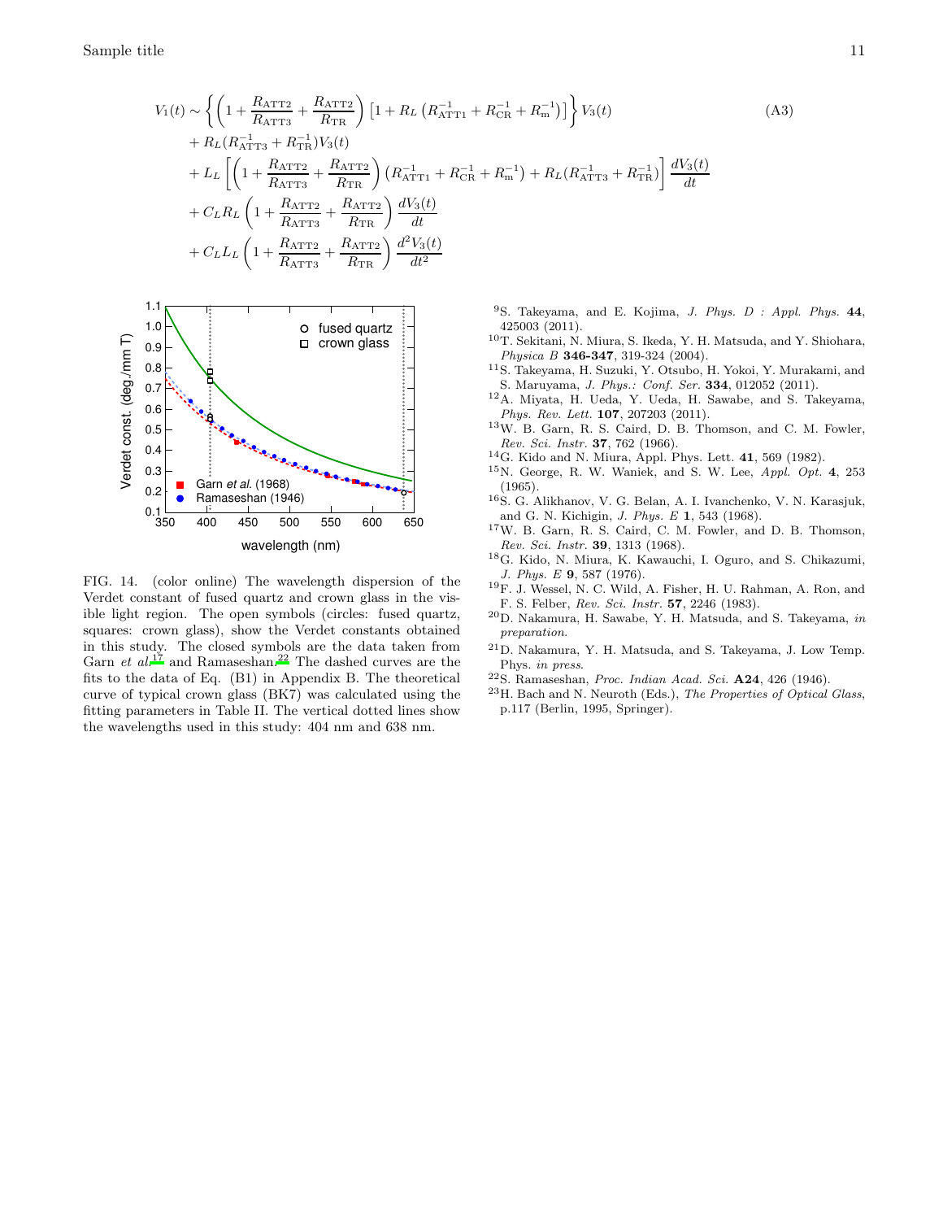$$
\begin{aligned}
V_1(t) \sim & \left\{ \left(1 + \frac{R_{\mathrm{ATT2}}}{R_{\mathrm{ATT3}}} + \frac{R_{\mathrm{ATT2}}}{R_{\mathrm{TR}}}\right) \left[1 + R_L \left(R_{\mathrm{ATT1}}^{-1} + R_{\mathrm{CR}}^{-1} + R_{\mathrm{m}}^{-1}\right)\right] \right\} V_3(t) \\
& + R_L (R_{\mathrm{ATT3}}^{-1} + R_{\mathrm{TR}}^{-1}) V_3(t) \\
& + L_L \left[ \left(1 + \frac{R_{\mathrm{ATT2}}}{R_{\mathrm{ATT3}}} + \frac{R_{\mathrm{ATT2}}}{R_{\mathrm{TR}}}\right) \left(R_{\mathrm{ATT1}}^{-1} + R_{\mathrm{CR}}^{-1} + R_{\mathrm{m}}^{-1}\right) + R_L (R_{\mathrm{ATT3}}^{-1} + R_{\mathrm{TR}}^{-1}) \right] \frac{dV_3(t)}{dt} \\
& + C_L R_L \left(1 + \frac{R_{\mathrm{ATT2}}}{R_{\mathrm{ATT3}}} + \frac{R_{\mathrm{ATT2}}}{R_{\mathrm{TR}}}\right) \frac{dV_3(t)}{dt} \\
& + C_L L_L \left(1 + \frac{R_{\mathrm{ATT2}}}{R_{\mathrm{ATT3}}} + \frac{R_{\mathrm{ATT2}}}{R_{\mathrm{TR}}}\right) \frac{d^2 V_3(t)}{dt^2}
\end{aligned}
\tag{A3}
$$

Verdet const. (deg./mm T)
1.1
1.0
0.9
0.8
0.7
0.6
0.5
0.4
0.3
0.2
0.1
350
400
450
500
550
600
650
wavelength (nm)
fused quartz
crown glass
Garn *et al.* (1968)
Ramaseshan (1946)

FIG. 14. (color online) The wavelength dispersion of the Verdet constant of fused quartz and crown glass in the visible light region. The open symbols (circles: fused quartz, squares: crown glass), show the Verdet constants obtained in this study. The closed symbols are the data taken from Garn *et al.*[17] and Ramaseshan.[22] The dashed curves are the fits to the data of Eq. (B1) in Appendix B. The theoretical curve of typical crown glass (BK7) was calculated using the fitting parameters in Table II. The vertical dotted lines show the wavelengths used in this study: 404 nm and 638 nm.

[9] S. Takeyama, and E. Kojima, *J. Phys. D : Appl. Phys.* **44**, 425003 (2011).

[10] T. Sekitani, N. Miura, S. Ikeda, Y. H. Matsuda, and Y. Shiohara, *Physica B* **346-347**, 319-324 (2004).

[11] S. Takeyama, H. Suzuki, Y. Otsubo, H. Yokoi, Y. Murakami, and S. Maruyama, *J. Phys.: Conf. Ser.* **334**, 012052 (2011).

[12] A. Miyata, H. Ueda, Y. Ueda, H. Sawabe, and S. Takeyama, *Phys. Rev. Lett.* **107**, 207203 (2011).

[13] W. B. Garn, R. S. Caird, D. B. Thomson, and C. M. Fowler, *Rev. Sci. Instr.* **37**, 762 (1966).

[14] G. Kido and N. Miura, Appl. Phys. Lett. **41**, 569 (1982).

[15] N. George, R. W. Waniek, and S. W. Lee, *Appl. Opt.* **4**, 253 (1965).

[16] S. G. Alikhanov, V. G. Belan, A. I. Ivanchenko, V. N. Karasjuk, and G. N. Kichigin, *J. Phys. E* **1**, 543 (1968).

[17] W. B. Garn, R. S. Caird, C. M. Fowler, and D. B. Thomson, *Rev. Sci. Instr.* **39**, 1313 (1968).

[18] G. Kido, N. Miura, K. Kawauchi, I. Oguro, and S. Chikazumi, *J. Phys. E* **9**, 587 (1976).

[19] F. J. Wessel, N. C. Wild, A. Fisher, H. U. Rahman, A. Ron, and F. S. Felber, *Rev. Sci. Instr.* **57**, 2246 (1983).

[20] D. Nakamura, H. Sawabe, Y. H. Matsuda, and S. Takeyama, *in preparation*.

[21] D. Nakamura, Y. H. Matsuda, and S. Takeyama, J. Low Temp. Phys. *in press*.

[22] S. Ramaseshan, *Proc. Indian Acad. Sci.* **A24**, 426 (1946).

[23] H. Bach and N. Neuroth (Eds.), *The Properties of Optical Glass*, p.117 (Berlin, 1995, Springer).